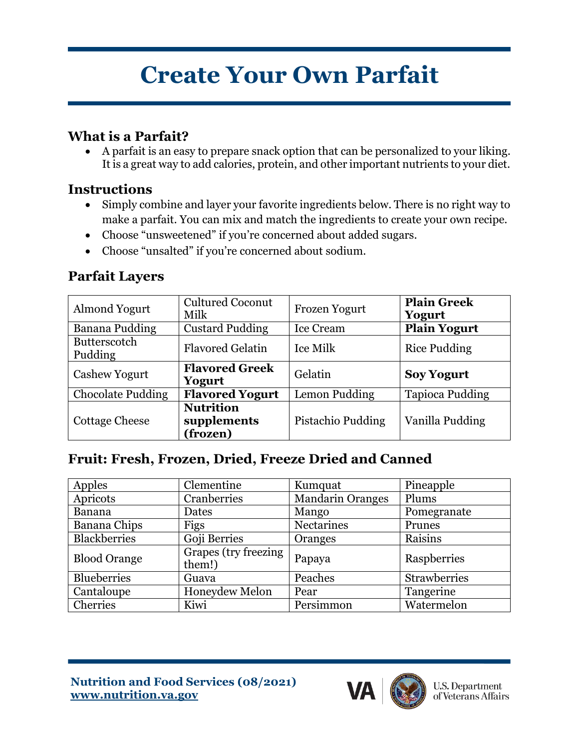# Create Your Own Parfait

### What is a Parfait?

- A parfait is an easy to prepare snack option that can be personalized to your liking. It is a great way to add calories, protein, and other important nutrients to your diet.

### Instructions

- Simply combine and layer your favorite ingredients below. There is no right way to make a parfait. You can mix and match the ingredients to create your own recipe.
- Choose "unsweetened" if you're concerned about added sugars.
- Choose "unsalted" if you're concerned about sodium.

### Parfait Layers

| | | | |
|---|---|---|---|
| Almond Yogurt | Cultured Coconut Milk | Frozen Yogurt | **Plain Greek Yogurt** |
| Banana Pudding | Custard Pudding | Ice Cream | **Plain Yogurt** |
| Butterscotch Pudding | Flavored Gelatin | Ice Milk | Rice Pudding |
| Cashew Yogurt | **Flavored Greek Yogurt** | Gelatin | **Soy Yogurt** |
| Chocolate Pudding | **Flavored Yogurt** | Lemon Pudding | Tapioca Pudding |
| Cottage Cheese | **Nutrition supplements (frozen)** | Pistachio Pudding | Vanilla Pudding |

### Fruit: Fresh, Frozen, Dried, Freeze Dried and Canned

| | | | |
|---|---|---|---|
| Apples | Clementine | Kumquat | Pineapple |
| Apricots | Cranberries | Mandarin Oranges | Plums |
| Banana | Dates | Mango | Pomegranate |
| Banana Chips | Figs | Nectarines | Prunes |
| Blackberries | Goji Berries | Oranges | Raisins |
| Blood Orange | Grapes (try freezing them!) | Papaya | Raspberries |
| Blueberries | Guava | Peaches | Strawberries |
| Cantaloupe | Honeydew Melon | Pear | Tangerine |
| Cherries | Kiwi | Persimmon | Watermelon |

**Nutrition and Food Services (08/2021)**
**www.nutrition.va.gov**

VA U.S. Department of Veterans Affairs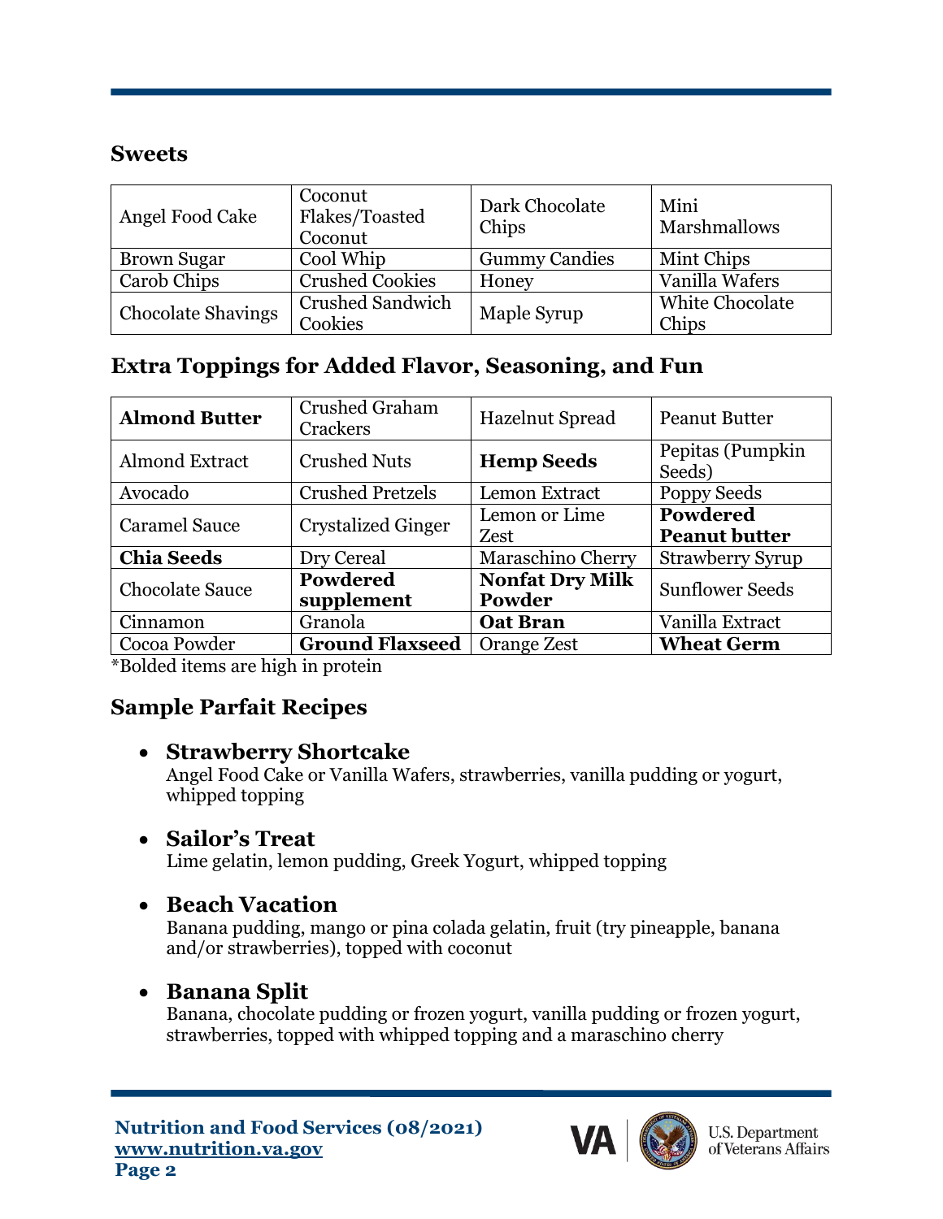## Sweets

| Angel Food Cake | Coconut Flakes/Toasted Coconut | Dark Chocolate Chips | Mini Marshmallows |
|---|---|---|---|
| Brown Sugar | Cool Whip | Gummy Candies | Mint Chips |
| Carob Chips | Crushed Cookies | Honey | Vanilla Wafers |
| Chocolate Shavings | Crushed Sandwich Cookies | Maple Syrup | White Chocolate Chips |

## Extra Toppings for Added Flavor, Seasoning, and Fun

| **Almond Butter** | Crushed Graham Crackers | Hazelnut Spread | Peanut Butter |
|---|---|---|---|
| Almond Extract | Crushed Nuts | **Hemp Seeds** | Pepitas (Pumpkin Seeds) |
| Avocado | Crushed Pretzels | Lemon Extract | Poppy Seeds |
| Caramel Sauce | Crystalized Ginger | Lemon or Lime Zest | **Powdered Peanut butter** |
| **Chia Seeds** | Dry Cereal | Maraschino Cherry | Strawberry Syrup |
| Chocolate Sauce | **Powdered supplement** | **Nonfat Dry Milk Powder** | Sunflower Seeds |
| Cinnamon | Granola | **Oat Bran** | Vanilla Extract |
| Cocoa Powder | **Ground Flaxseed** | Orange Zest | **Wheat Germ** |

*Bolded items are high in protein

## Sample Parfait Recipes

- **Strawberry Shortcake**
  Angel Food Cake or Vanilla Wafers, strawberries, vanilla pudding or yogurt, whipped topping
- **Sailor's Treat**
  Lime gelatin, lemon pudding, Greek Yogurt, whipped topping
- **Beach Vacation**
  Banana pudding, mango or pina colada gelatin, fruit (try pineapple, banana and/or strawberries), topped with coconut
- **Banana Split**
  Banana, chocolate pudding or frozen yogurt, vanilla pudding or frozen yogurt, strawberries, topped with whipped topping and a maraschino cherry

**Nutrition and Food Services (08/2021)**
**www.nutrition.va.gov**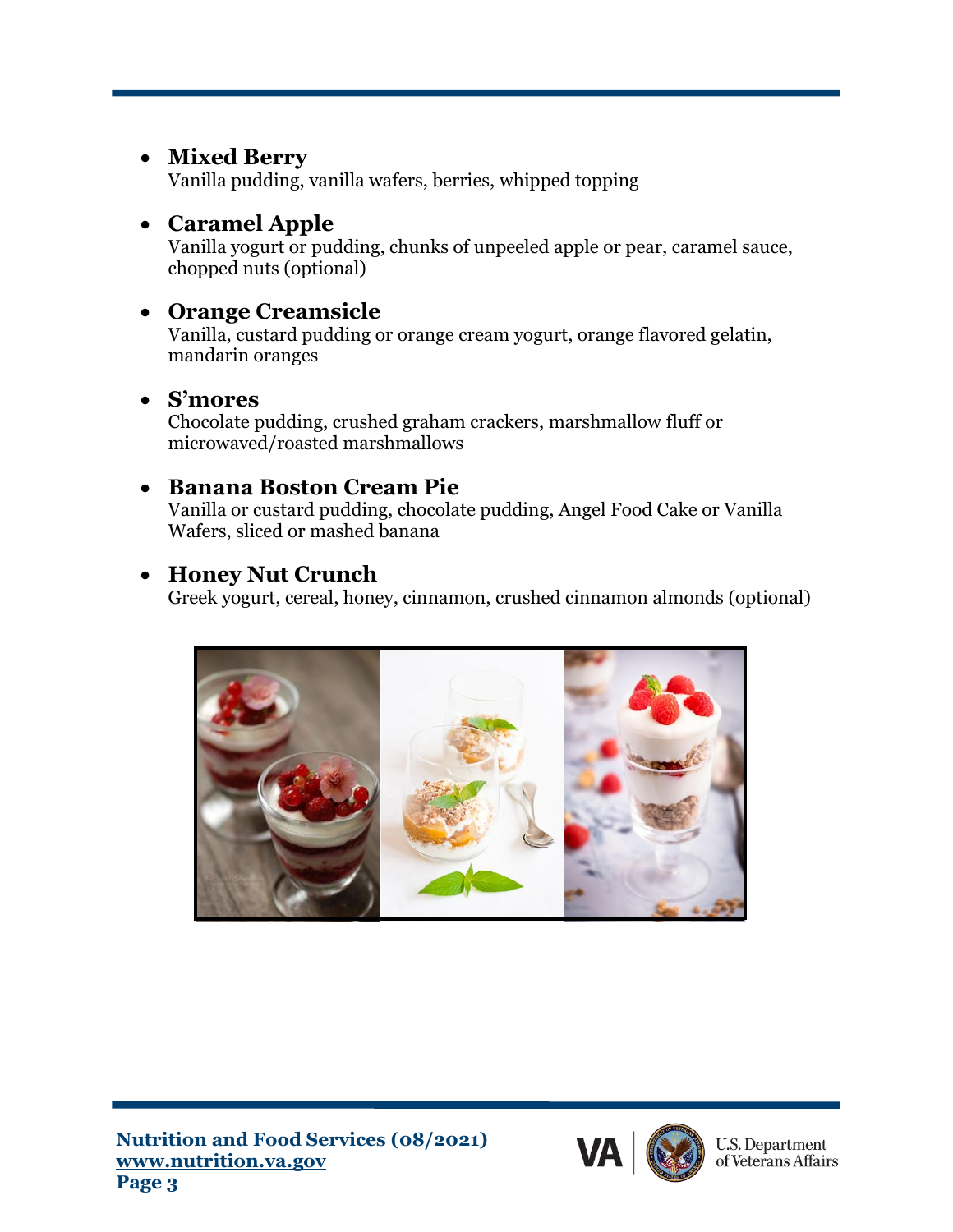- **Mixed Berry**
  Vanilla pudding, vanilla wafers, berries, whipped topping

- **Caramel Apple**
  Vanilla yogurt or pudding, chunks of unpeeled apple or pear, caramel sauce, chopped nuts (optional)

- **Orange Creamsicle**
  Vanilla, custard pudding or orange cream yogurt, orange flavored gelatin, mandarin oranges

- **S'mores**
  Chocolate pudding, crushed graham crackers, marshmallow fluff or microwaved/roasted marshmallows

- **Banana Boston Cream Pie**
  Vanilla or custard pudding, chocolate pudding, Angel Food Cake or Vanilla Wafers, sliced or mashed banana

- **Honey Nut Crunch**
  Greek yogurt, cereal, honey, cinnamon, crushed cinnamon almonds (optional)